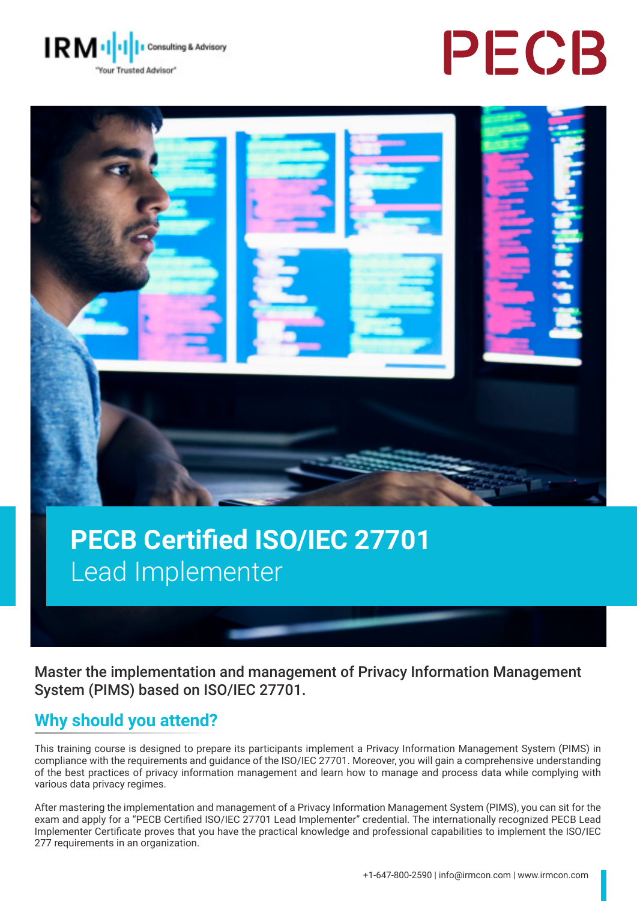# PECB Certified ISO/IEC 27701 Lead Implementer

**Master the implementation and management of Privacy Information Management System (PIMS) based on ISO/IEC 27701.**

## Why should you attend?

This training course is designed to prepare its participants implement a Privacy Information Management System (PIMS) in compliance with the requirements and guidance of the ISO/IEC 27701. Moreover, you will gain a comprehensive understanding of the best practices of privacy information management and learn how to manage and process data while complying with various data privacy regimes.

After mastering the implementation and management of a Privacy Information Management System (PIMS), you can sit for the exam and apply for a "PECB Certified ISO/IEC 27701 Lead Implementer" credential. The internationally recognized PECB Lead Implementer Certificate proves that you have the practical knowledge and professional capabilities to implement the ISO/IEC 277 requirements in an organization.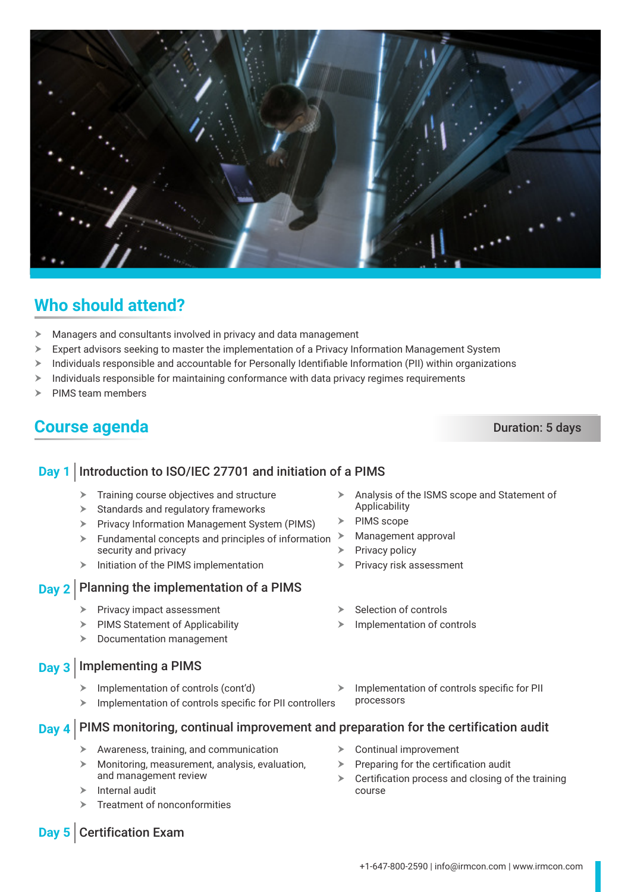## Who should attend?

- Managers and consultants involved in privacy and data management
- Expert advisors seeking to master the implementation of a Privacy Information Management System
- Individuals responsible and accountable for Personally Identifiable Information (PII) within organizations
- Individuals responsible for maintaining conformance with data privacy regimes requirements
- PIMS team members

## Course agenda

**Duration: 5 days**

### Day 1 | Introduction to ISO/IEC 27701 and initiation of a PIMS

- Training course objectives and structure
- Standards and regulatory frameworks
- Privacy Information Management System (PIMS)
- Fundamental concepts and principles of information security and privacy
- Initiation of the PIMS implementation
- Analysis of the ISMS scope and Statement of Applicability
- PIMS scope
- Management approval
- Privacy policy
- Privacy risk assessment

### Day 2 | Planning the implementation of a PIMS

- Privacy impact assessment
- PIMS Statement of Applicability
- Documentation management
- Selection of controls
- Implementation of controls

### Day 3 | Implementing a PIMS

- Implementation of controls (cont'd)
- Implementation of controls specific for PII controllers
- Implementation of controls specific for PII processors

### Day 4 | PIMS monitoring, continual improvement and preparation for the certification audit

- Awareness, training, and communication
- Monitoring, measurement, analysis, evaluation, and management review
- Internal audit
- Treatment of nonconformities
- Continual improvement
- Preparing for the certification audit
- Certification process and closing of the training course

### Day 5 | Certification Exam

+1-647-800-2590 | info@irmcon.com | www.irmcon.com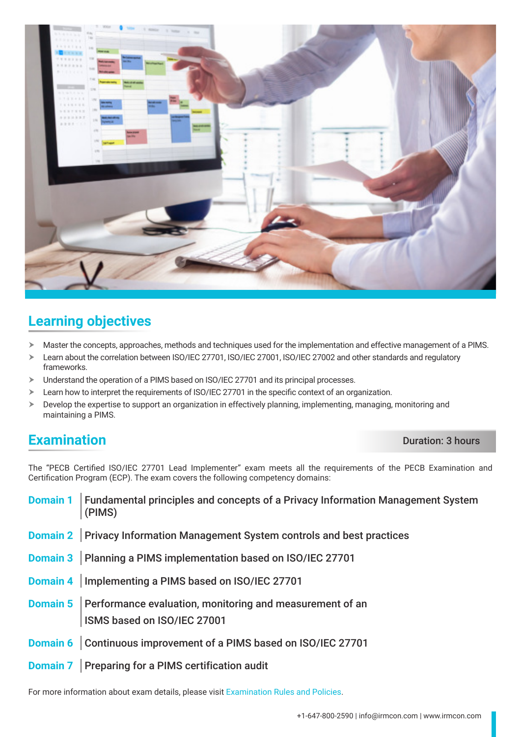## Learning objectives

- Master the concepts, approaches, methods and techniques used for the implementation and effective management of a PIMS.
- Learn about the correlation between ISO/IEC 27701, ISO/IEC 27001, ISO/IEC 27002 and other standards and regulatory frameworks.
- Understand the operation of a PIMS based on ISO/IEC 27701 and its principal processes.
- Learn how to interpret the requirements of ISO/IEC 27701 in the specific context of an organization.
- Develop the expertise to support an organization in effectively planning, implementing, managing, monitoring and maintaining a PIMS.

## Examination

**Duration: 3 hours**

The "PECB Certified ISO/IEC 27701 Lead Implementer" exam meets all the requirements of the PECB Examination and Certification Program (ECP). The exam covers the following competency domains:

**Domain 1** | Fundamental principles and concepts of a Privacy Information Management System (PIMS)

**Domain 2** | Privacy Information Management System controls and best practices

**Domain 3** | Planning a PIMS implementation based on ISO/IEC 27701

**Domain 4** | Implementing a PIMS based on ISO/IEC 27701

**Domain 5** | Performance evaluation, monitoring and measurement of an ISMS based on ISO/IEC 27001

**Domain 6** | Continuous improvement of a PIMS based on ISO/IEC 27701

**Domain 7** | Preparing for a PIMS certification audit

For more information about exam details, please visit Examination Rules and Policies.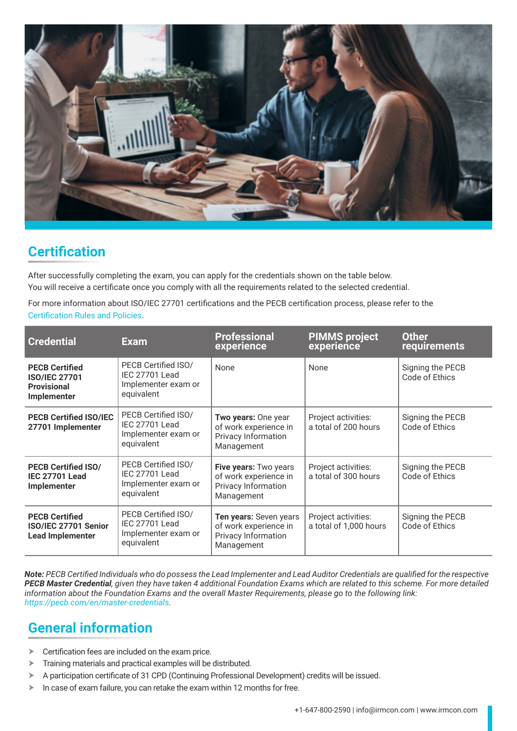## Certification

After successfully completing the exam, you can apply for the credentials shown on the table below.
You will receive a certificate once you comply with all the requirements related to the selected credential.

For more information about ISO/IEC 27701 certifications and the PECB certification process, please refer to the Certification Rules and Policies.

| Credential | Exam | Professional experience | PIMMS project experience | Other requirements |
|---|---|---|---|---|
| **PECB Certified ISO/IEC 27701 Provisional Implementer** | PECB Certified ISO/IEC 27701 Lead Implementer exam or equivalent | None | None | Signing the PECB Code of Ethics |
| **PECB Certified ISO/IEC 27701 Implementer** | PECB Certified ISO/IEC 27701 Lead Implementer exam or equivalent | **Two years:** One year of work experience in Privacy Information Management | Project activities: a total of 200 hours | Signing the PECB Code of Ethics |
| **PECB Certified ISO/IEC 27701 Lead Implementer** | PECB Certified ISO/IEC 27701 Lead Implementer exam or equivalent | **Five years:** Two years of work experience in Privacy Information Management | Project activities: a total of 300 hours | Signing the PECB Code of Ethics |
| **PECB Certified ISO/IEC 27701 Senior Lead Implementer** | PECB Certified ISO/IEC 27701 Lead Implementer exam or equivalent | **Ten years:** Seven years of work experience in Privacy Information Management | Project activities: a total of 1,000 hours | Signing the PECB Code of Ethics |

***Note:*** *PECB Certified Individuals who do possess the Lead Implementer and Lead Auditor Credentials are qualified for the respective* ***PECB Master Credential****, given they have taken 4 additional Foundation Exams which are related to this scheme. For more detailed information about the Foundation Exams and the overall Master Requirements, please go to the following link:* *https://pecb.com/en/master-credentials.*

## General information

- Certification fees are included on the exam price.
- Training materials and practical examples will be distributed.
- A participation certificate of 31 CPD (Continuing Professional Development) credits will be issued.
- In case of exam failure, you can retake the exam within 12 months for free.

+1-647-800-2590 | info@irmcon.com | www.irmcon.com